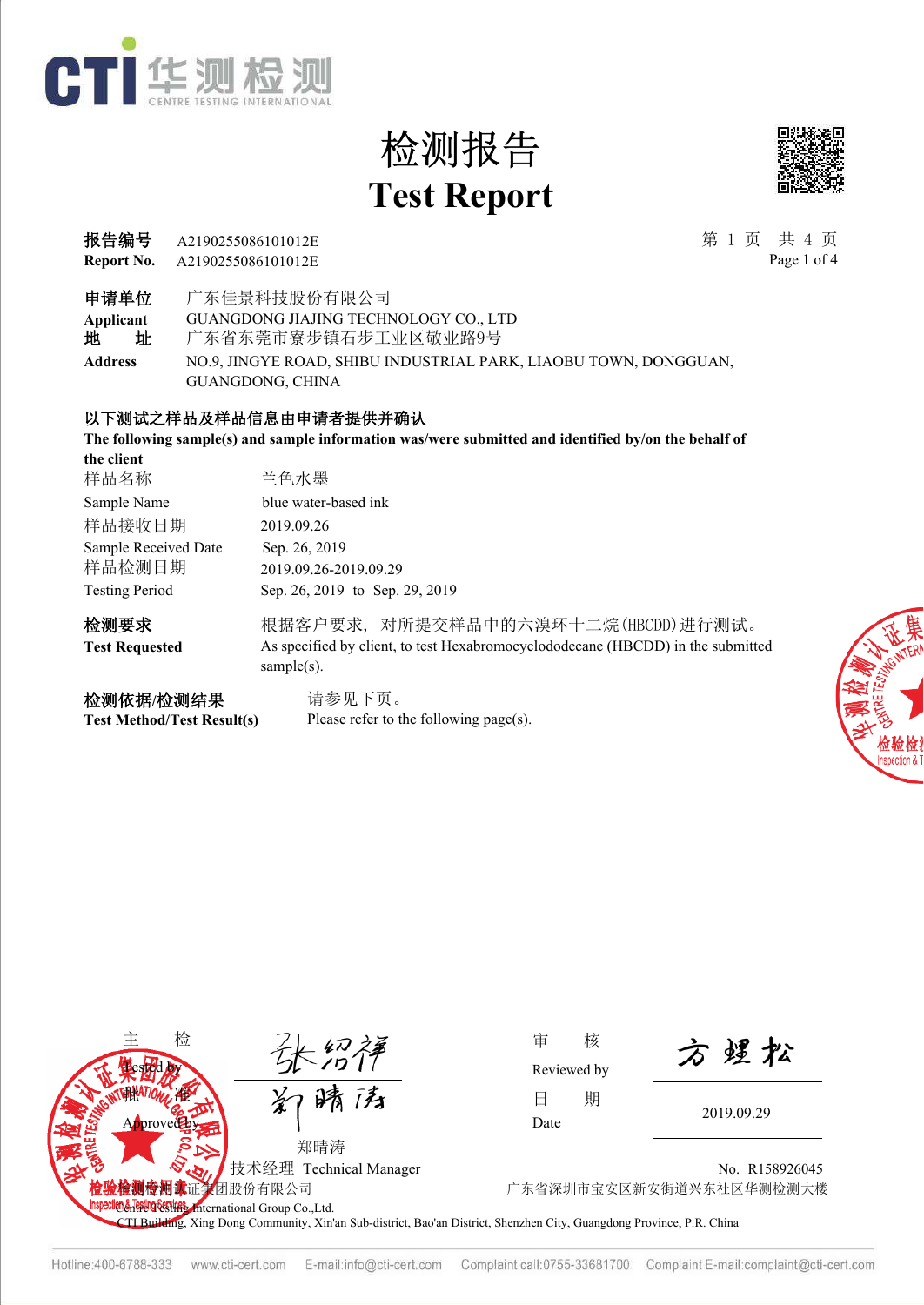CTI 华测检测 CENTRE TESTING INTERNATIONAL

# 检测报告
# Test Report

**报告编号** A2190255086101012E
**Report No.** A2190255086101012E

**申请单位** 广东佳景科技股份有限公司
**Applicant** GUANGDONG JIAJING TECHNOLOGY CO., LTD
**地　　址** 广东省东莞市寮步镇石步工业区敬业路9号
**Address** NO.9, JINGYE ROAD, SHIBU INDUSTRIAL PARK, LIAOBU TOWN, DONGGUAN, GUANGDONG, CHINA

**以下测试之样品及样品信息由申请者提供并确认**
**The following sample(s) and sample information was/were submitted and identified by/on the behalf of the client**

| | |
|---|---|
| 样品名称 Sample Name | 兰色水墨 blue water-based ink |
| 样品接收日期 Sample Received Date | 2019.09.26 Sep. 26, 2019 |
| 样品检测日期 Testing Period | 2019.09.26-2019.09.29 Sep. 26, 2019 to Sep. 29, 2019 |

**检测要求**
**Test Requested**
根据客户要求，对所提交样品中的六溴环十二烷(HBCDD)进行测试。
As specified by client, to test Hexabromocyclododecane (HBCDD) in the submitted sample(s).

**检测依据/检测结果**
**Test Method/Test Result(s)**
请参见下页。
Please refer to the following page(s).

| | | | |
|---|---|---|---|
| 主　检 Tested by | 张绍祥 | 审　核 Reviewed by | 方理松 |
| 批　准 Approved by | 郑晴涛 | 日　期 Date | 2019.09.29 |

郑晴涛
技术经理 Technical Manager

No. R158926045

华测检测认证集团股份有限公司
Centre Testing International Group Co.,Ltd.
广东省深圳市宝安区新安街道兴东社区华测检测大楼
CTI Building, Xing Dong Community, Xin'an Sub-district, Bao'an District, Shenzhen City, Guangdong Province, P.R. China

Hotline:400-6788-333 www.cti-cert.com E-mail:info@cti-cert.com Complaint call:0755-33681700 Complaint E-mail:complaint@cti-cert.com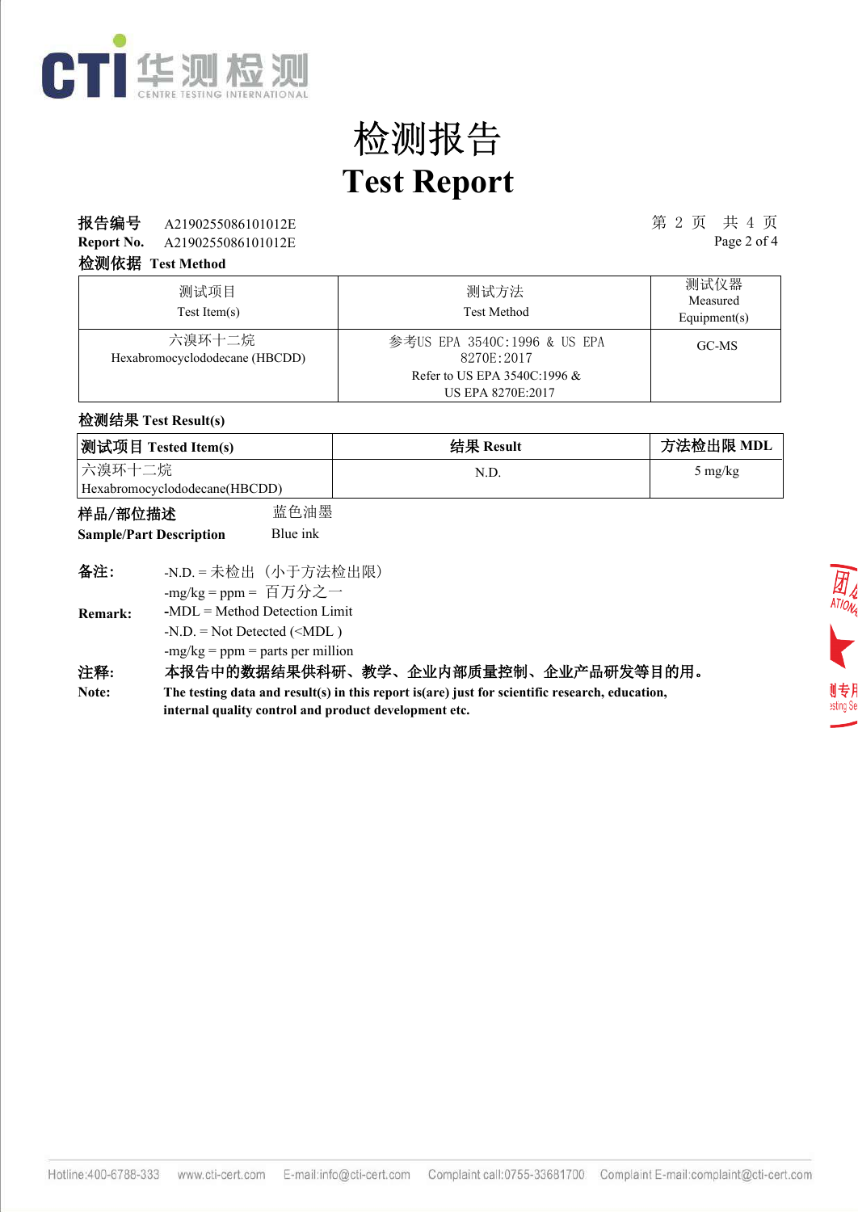# 检测报告

# Test Report

**报告编号** A2190255086101012E

**Report No.** A2190255086101012E

**检测依据 Test Method**

| 测试项目<br>Test Item(s) | 测试方法<br>Test Method | 测试仪器<br>Measured Equipment(s) |
|---|---|---|
| 六溴环十二烷<br>Hexabromocyclododecane (HBCDD) | 参考US EPA 3540C:1996 & US EPA 8270E:2017<br>Refer to US EPA 3540C:1996 & US EPA 8270E:2017 | GC-MS |

**检测结果 Test Result(s)**

| 测试项目 Tested Item(s) | 结果 Result | 方法检出限 MDL |
|---|---|---|
| 六溴环十二烷<br>Hexabromocyclododecane(HBCDD) | N.D. | 5 mg/kg |

**样品/部位描述** 蓝色油墨

**Sample/Part Description** Blue ink

**备注:**
-N.D. = 未检出（小于方法检出限）
-mg/kg = ppm = 百万分之一

**Remark:**
-MDL = Method Detection Limit
-N.D. = Not Detected (<MDL )
-mg/kg = ppm = parts per million

**注释:** **本报告中的数据结果供科研、教学、企业内部质量控制、企业产品研发等目的用。**

**Note:** **The testing data and result(s) in this report is(are) just for scientific research, education, internal quality control and product development etc.**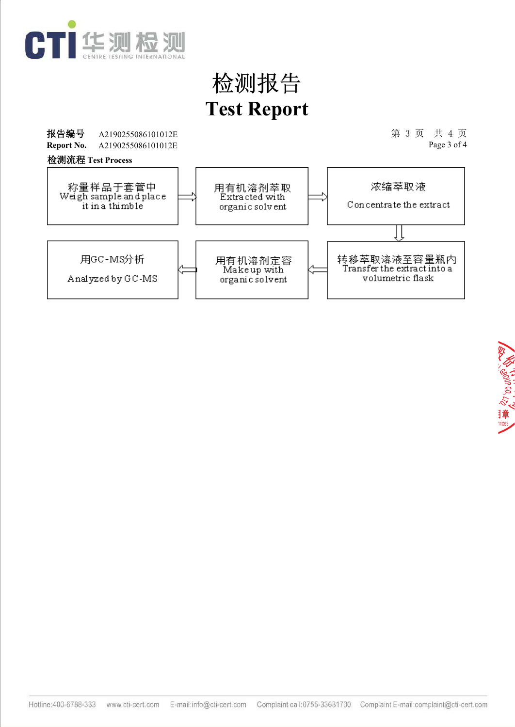# 检测报告
# Test Report

**报告编号** A2190255086101012E
**Report No.** A2190255086101012E

**检测流程 Test Process**

称量样品于套管中 Weigh sample and place it in a thimble → 用有机溶剂萃取 Extracted with organic solvent → 浓缩萃取液 Concentrate the extract → 转移萃取溶液至容量瓶内 Transfer the extract into a volumetric flask → 用有机溶剂定容 Make up with organic solvent → 用GC-MS分析 Analyzed by GC-MS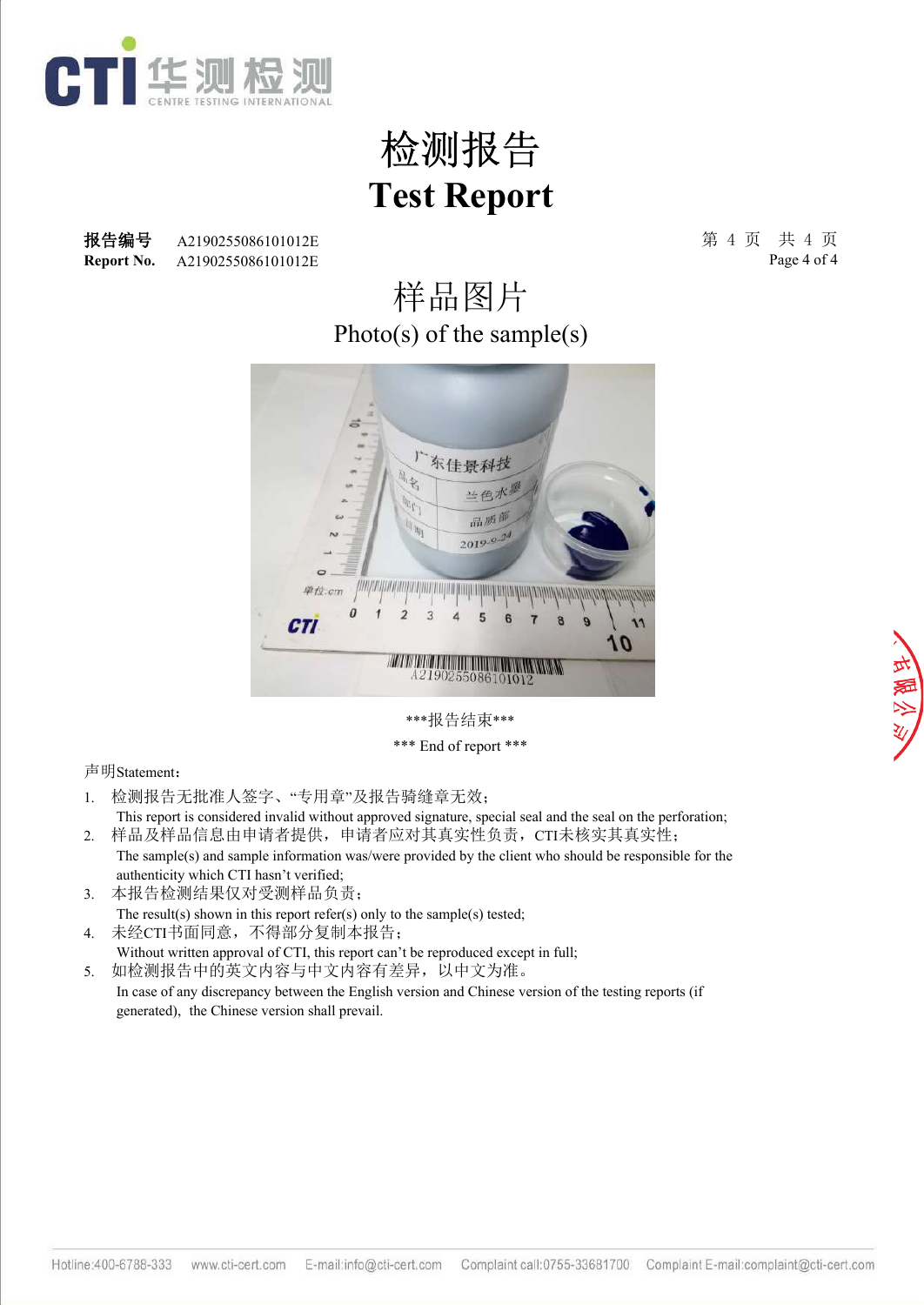# 检测报告

# Test Report

**报告编号** A2190255086101012E
**Report No.** A2190255086101012E

## 样品图片

## Photo(s) of the sample(s)

\*\*\*报告结束\*\*\*

\*\*\* End of report \*\*\*

声明Statement：

1. 检测报告无批准人签字、“专用章”及报告骑缝章无效；
   This report is considered invalid without approved signature, special seal and the seal on the perforation;
2. 样品及样品信息由申请者提供，申请者应对其真实性负责，CTI未核实其真实性；
   The sample(s) and sample information was/were provided by the client who should be responsible for the authenticity which CTI hasn't verified;
3. 本报告检测结果仅对受测样品负责；
   The result(s) shown in this report refer(s) only to the sample(s) tested;
4. 未经CTI书面同意，不得部分复制本报告；
   Without written approval of CTI, this report can't be reproduced except in full;
5. 如检测报告中的英文内容与中文内容有差异，以中文为准。
   In case of any discrepancy between the English version and Chinese version of the testing reports (if generated), the Chinese version shall prevail.

Hotline:400-6788-333 www.cti-cert.com E-mail:info@cti-cert.com Complaint call:0755-33681700 Complaint E-mail:complaint@cti-cert.com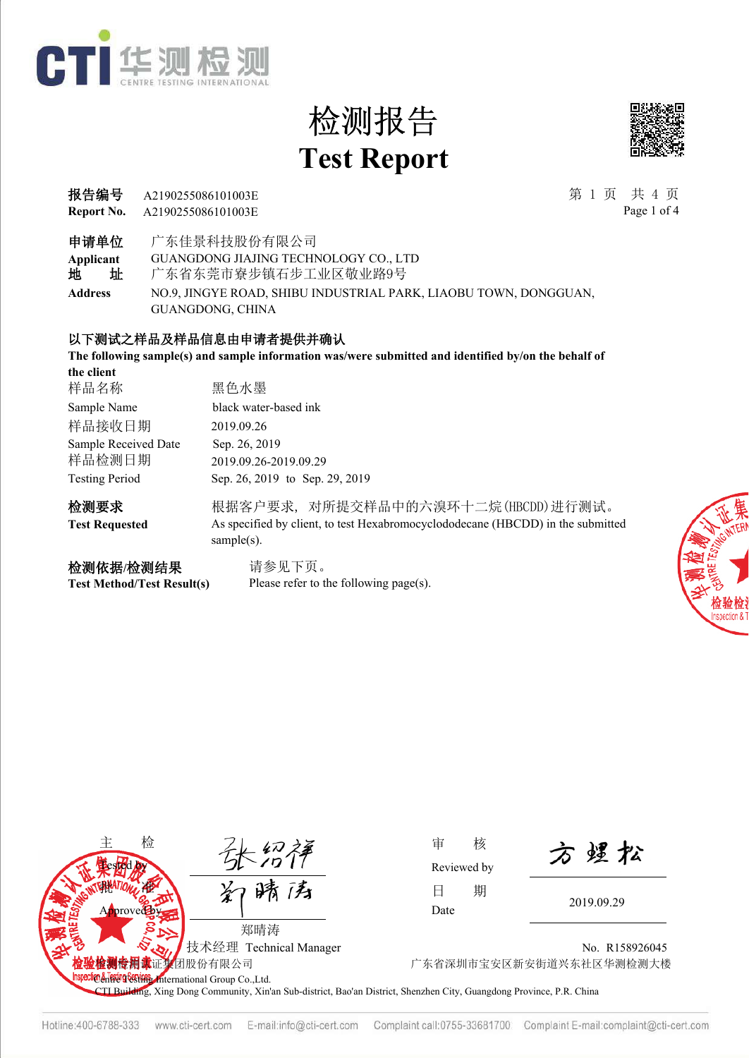CTI 华测检测 CENTRE TESTING INTERNATIONAL

# 检测报告
# Test Report

**报告编号** A2190255086101003E
**Report No.** A2190255086101003E

**申请单位** 广东佳景科技股份有限公司
**Applicant** GUANGDONG JIAJING TECHNOLOGY CO., LTD
**地　　址** 广东省东莞市寮步镇石步工业区敬业路9号
**Address** NO.9, JINGYE ROAD, SHIBU INDUSTRIAL PARK, LIAOBU TOWN, DONGGUAN, GUANGDONG, CHINA

**以下测试之样品及样品信息由申请者提供并确认**
**The following sample(s) and sample information was/were submitted and identified by/on the behalf of the client**

| | |
|---|---|
| 样品名称 | 黑色水墨 |
| Sample Name | black water-based ink |
| 样品接收日期 | 2019.09.26 |
| Sample Received Date | Sep. 26, 2019 |
| 样品检测日期 | 2019.09.26-2019.09.29 |
| Testing Period | Sep. 26, 2019 to Sep. 29, 2019 |

**检测要求** 根据客户要求，对所提交样品中的六溴环十二烷(HBCDD)进行测试。
**Test Requested** As specified by client, to test Hexabromocyclododecane (HBCDD) in the submitted sample(s).

**检测依据/检测结果** 请参见下页。
**Test Method/Test Result(s)** Please refer to the following page(s).

主　　检 Tested by: 张绍祥
批　　准 Approved by: 郑晴涛
郑晴涛
技术经理 Technical Manager

审　　核 Reviewed by: 方煜松
日　　期 Date: 2019.09.29

No. R158926045

华测检测认证集团股份有限公司
Centre Testing International Group Co.,Ltd.
广东省深圳市宝安区新安街道兴东社区华测检测大楼
CTI Building, Xing Dong Community, Xin'an Sub-district, Bao'an District, Shenzhen City, Guangdong Province, P.R. China

Hotline:400-6788-333　www.cti-cert.com　E-mail:info@cti-cert.com　Complaint call:0755-33681700　Complaint E-mail:complaint@cti-cert.com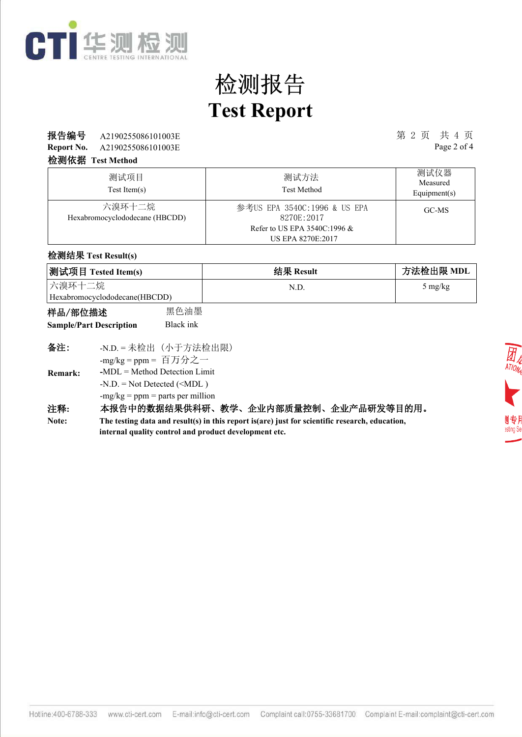# 检测报告

# Test Report

**报告编号** A2190255086101003E

**Report No.** A2190255086101003E

**检测依据 Test Method**

| 测试项目<br>Test Item(s) | 测试方法<br>Test Method | 测试仪器<br>Measured Equipment(s) |
|---|---|---|
| 六溴环十二烷<br>Hexabromocyclododecane (HBCDD) | 参考US EPA 3540C:1996 & US EPA 8270E:2017<br>Refer to US EPA 3540C:1996 & US EPA 8270E:2017 | GC-MS |

**检测结果 Test Result(s)**

| 测试项目 Tested Item(s) | 结果 Result | 方法检出限 MDL |
|---|---|---|
| 六溴环十二烷<br>Hexabromocyclododecane(HBCDD) | N.D. | 5 mg/kg |

**样品/部位描述** 黑色油墨

**Sample/Part Description** Black ink

**备注:**
-N.D. = 未检出（小于方法检出限）
-mg/kg = ppm = 百万分之一

**Remark:**
-MDL = Method Detection Limit
-N.D. = Not Detected (<MDL )
-mg/kg = ppm = parts per million

**注释:** **本报告中的数据结果供科研、教学、企业内部质量控制、企业产品研发等目的用。**

**Note:** **The testing data and result(s) in this report is(are) just for scientific research, education, internal quality control and product development etc.**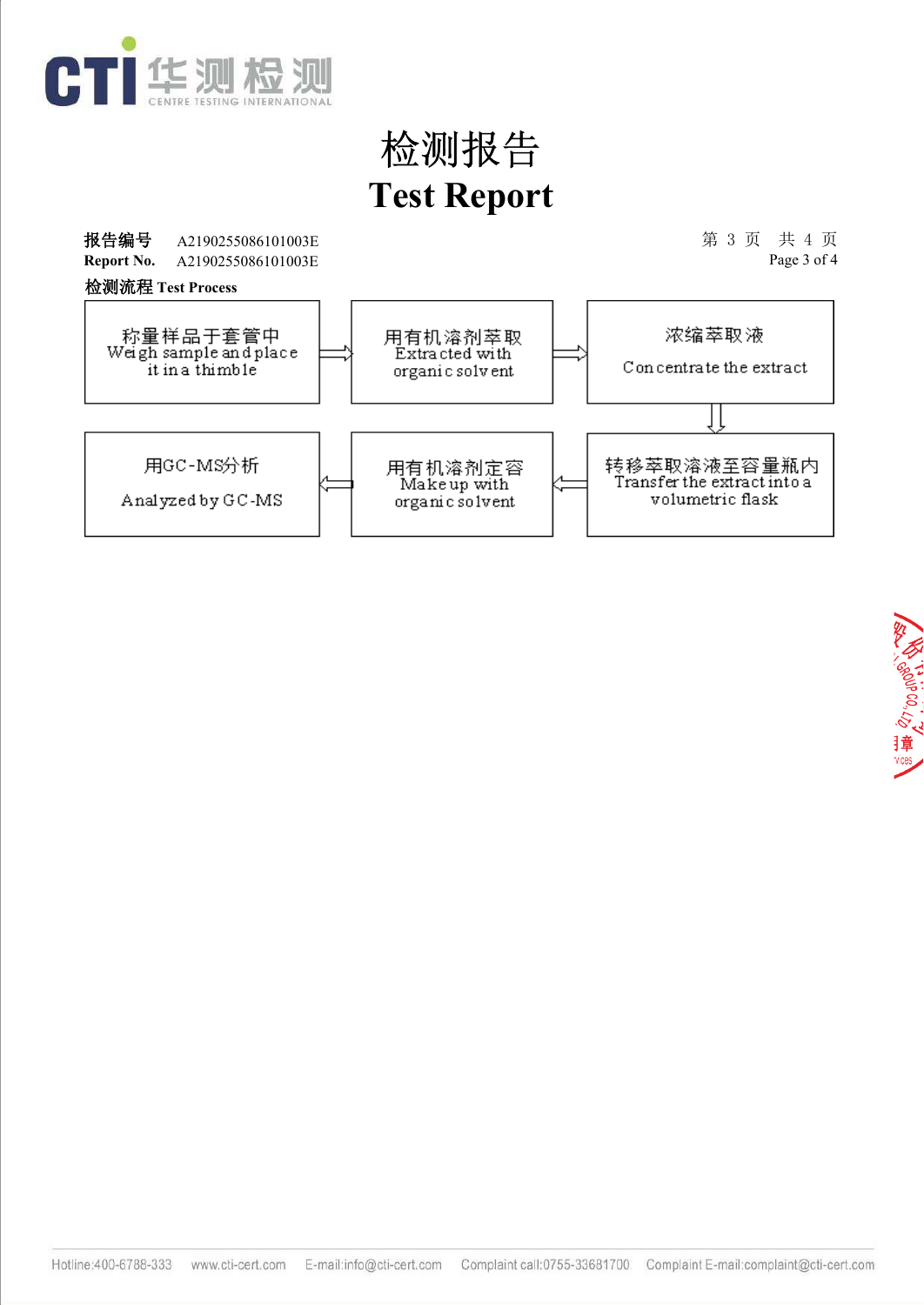# 检测报告

# Test Report

**报告编号** A2190255086101003E
**Report No.** A2190255086101003E

**检测流程 Test Process**

1. 称量样品于套管中 Weigh sample and place it in a thimble
2. 用有机溶剂萃取 Extracted with organic solvent
3. 浓缩萃取液 Concentrate the extract
4. 转移萃取溶液至容量瓶内 Transfer the extract into a volumetric flask
5. 用有机溶剂定容 Make up with organic solvent
6. 用GC-MS分析 Analyzed by GC-MS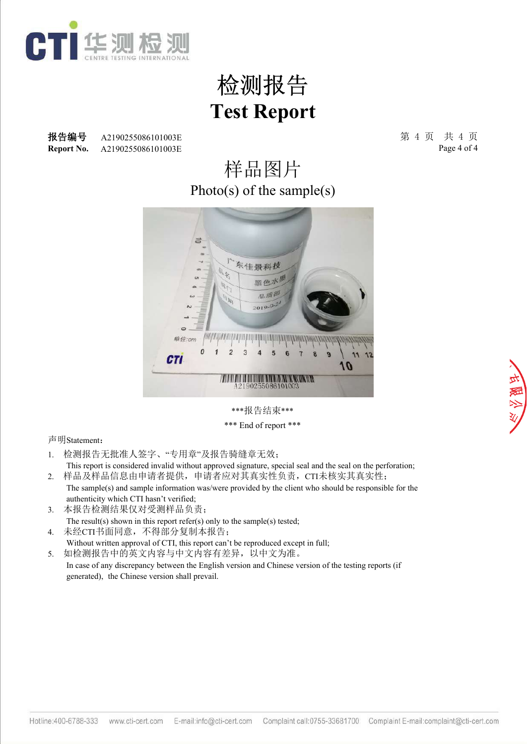# 检测报告

# Test Report

**报告编号** A2190255086101003E

**Report No.** A2190255086101003E

## 样品图片

## Photo(s) of the sample(s)

\*\*\*报告结束\*\*\*

\*\*\* End of report \*\*\*

声明Statement：

1. 检测报告无批准人签字、"专用章"及报告骑缝章无效；
   This report is considered invalid without approved signature, special seal and the seal on the perforation;
2. 样品及样品信息由申请者提供，申请者应对其真实性负责，CTI未核实其真实性；
   The sample(s) and sample information was/were provided by the client who should be responsible for the authenticity which CTI hasn't verified;
3. 本报告检测结果仅对受测样品负责；
   The result(s) shown in this report refer(s) only to the sample(s) tested;
4. 未经CTI书面同意，不得部分复制本报告；
   Without written approval of CTI, this report can't be reproduced except in full;
5. 如检测报告中的英文内容与中文内容有差异，以中文为准。
   In case of any discrepancy between the English version and Chinese version of the testing reports (if generated), the Chinese version shall prevail.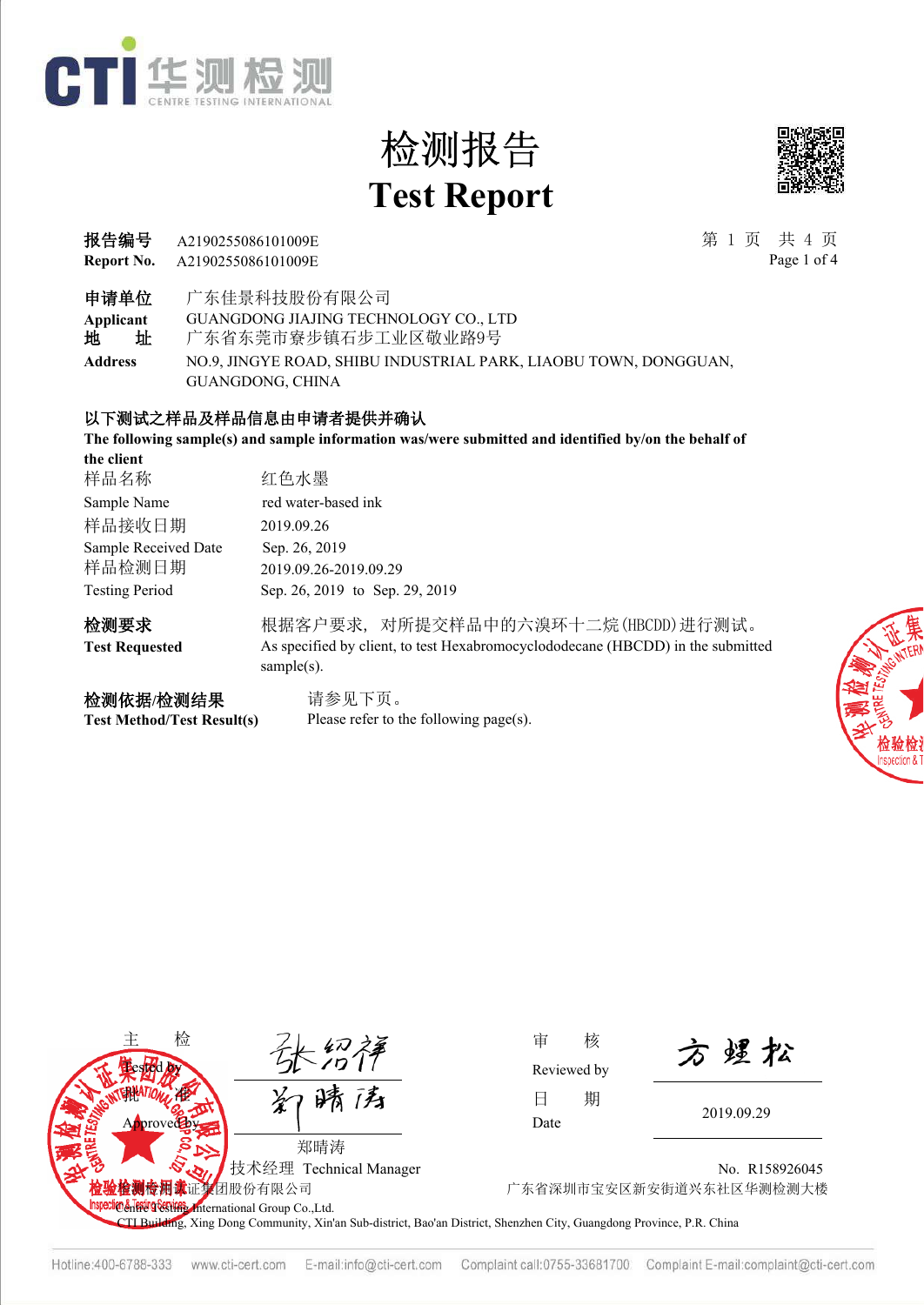CTI 华测检测 CENTRE TESTING INTERNATIONAL

# 检测报告
# Test Report

**报告编号** A2190255086101009E
**Report No.** A2190255086101009E

| | |
|---|---|
| **申请单位** | 广东佳景科技股份有限公司 |
| **Applicant** | GUANGDONG JIAJING TECHNOLOGY CO., LTD |
| **地　　址** | 广东省东莞市寮步镇石步工业区敬业路9号 |
| **Address** | NO.9, JINGYE ROAD, SHIBU INDUSTRIAL PARK, LIAOBU TOWN, DONGGUAN, GUANGDONG, CHINA |

**以下测试之样品及样品信息由申请者提供并确认**
**The following sample(s) and sample information was/were submitted and identified by/on the behalf of the client**

| | |
|---|---|
| 样品名称 | 红色水墨 |
| Sample Name | red water-based ink |
| 样品接收日期 | 2019.09.26 |
| Sample Received Date | Sep. 26, 2019 |
| 样品检测日期 | 2019.09.26-2019.09.29 |
| Testing Period | Sep. 26, 2019 to Sep. 29, 2019 |

| | |
|---|---|
| **检测要求** | 根据客户要求，对所提交样品中的六溴环十二烷(HBCDD)进行测试。 |
| **Test Requested** | As specified by client, to test Hexabromocyclododecane (HBCDD) in the submitted sample(s). |

| | |
|---|---|
| **检测依据/检测结果** | 请参见下页。 |
| **Test Method/Test Result(s)** | Please refer to the following page(s). |

| | | | |
|---|---|---|---|
| 主　　检 Tested by | 张绍祥 | 审　　核 Reviewed by | 方焜松 |
| 批　　准 Approved by | 郑晴涛 | 日　　期 Date | 2019.09.29 |

郑晴涛
技术经理 Technical Manager

No. R158926045

华测检测认证集团股份有限公司
Centre Testing International Group Co.,Ltd.
广东省深圳市宝安区新安街道兴东社区华测检测大楼
CTI Building, Xing Dong Community, Xin'an Sub-district, Bao'an District, Shenzhen City, Guangdong Province, P.R. China

Hotline:400-6788-333 www.cti-cert.com E-mail:info@cti-cert.com Complaint call:0755-33681700 Complaint E-mail:complaint@cti-cert.com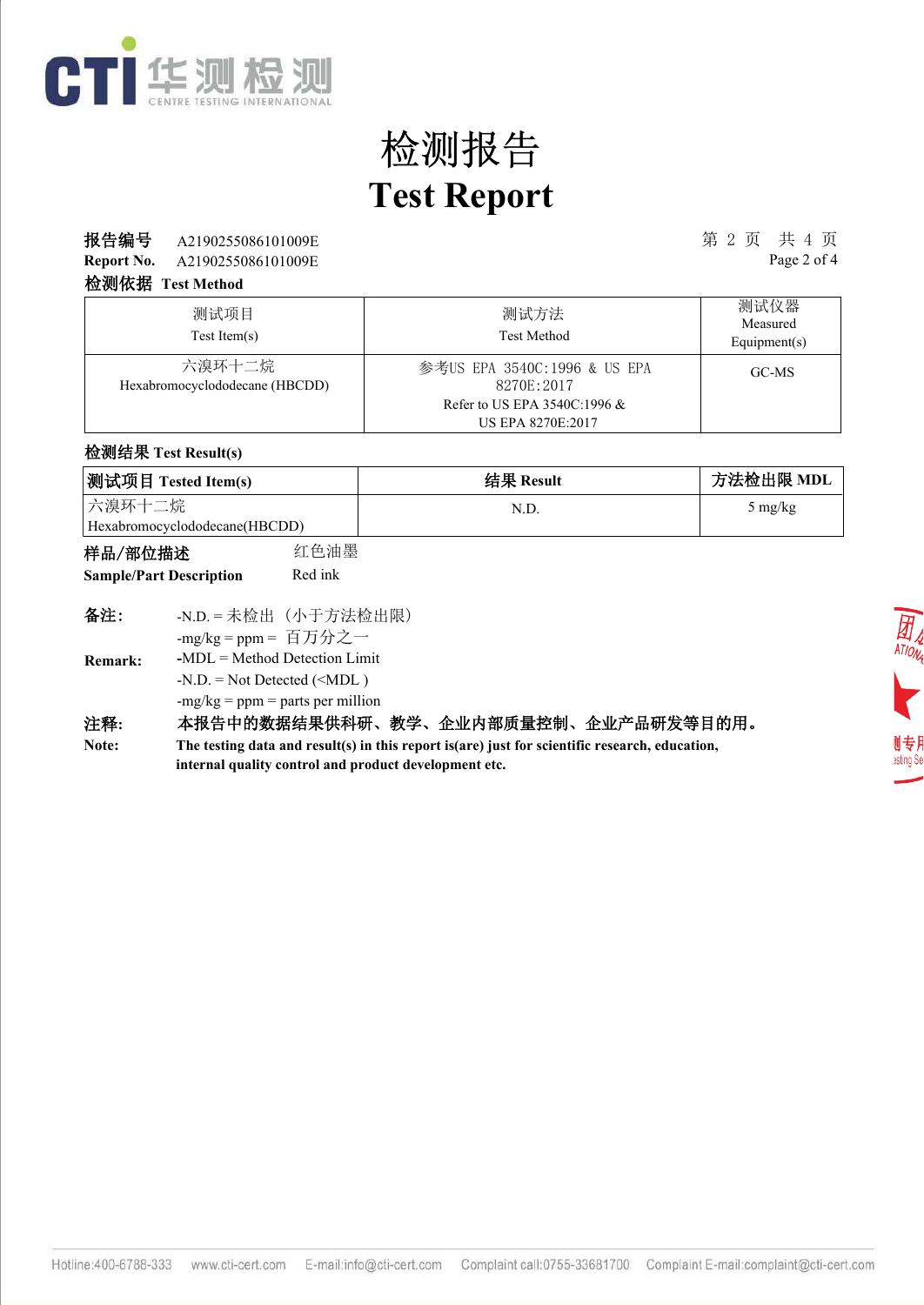# 检测报告

# Test Report

**报告编号** A2190255086101009E

**Report No.** A2190255086101009E

**检测依据 Test Method**

| 测试项目 Test Item(s) | 测试方法 Test Method | 测试仪器 Measured Equipment(s) |
|---|---|---|
| 六溴环十二烷 Hexabromocyclododecane (HBCDD) | 参考US EPA 3540C:1996 & US EPA 8270E:2017 Refer to US EPA 3540C:1996 & US EPA 8270E:2017 | GC-MS |

**检测结果 Test Result(s)**

| **测试项目 Tested Item(s)** | **结果 Result** | **方法检出限 MDL** |
|---|---|---|
| 六溴环十二烷 Hexabromocyclododecane(HBCDD) | N.D. | 5 mg/kg |

**样品/部位描述** 红色油墨

**Sample/Part Description** Red ink

**备注:**
-N.D. = 未检出（小于方法检出限）
-mg/kg = ppm = 百万分之一

**Remark:**
-MDL = Method Detection Limit
-N.D. = Not Detected (<MDL )
-mg/kg = ppm = parts per million

**注释:** **本报告中的数据结果供科研、教学、企业内部质量控制、企业产品研发等目的用。**

**Note:** **The testing data and result(s) in this report is(are) just for scientific research, education, internal quality control and product development etc.**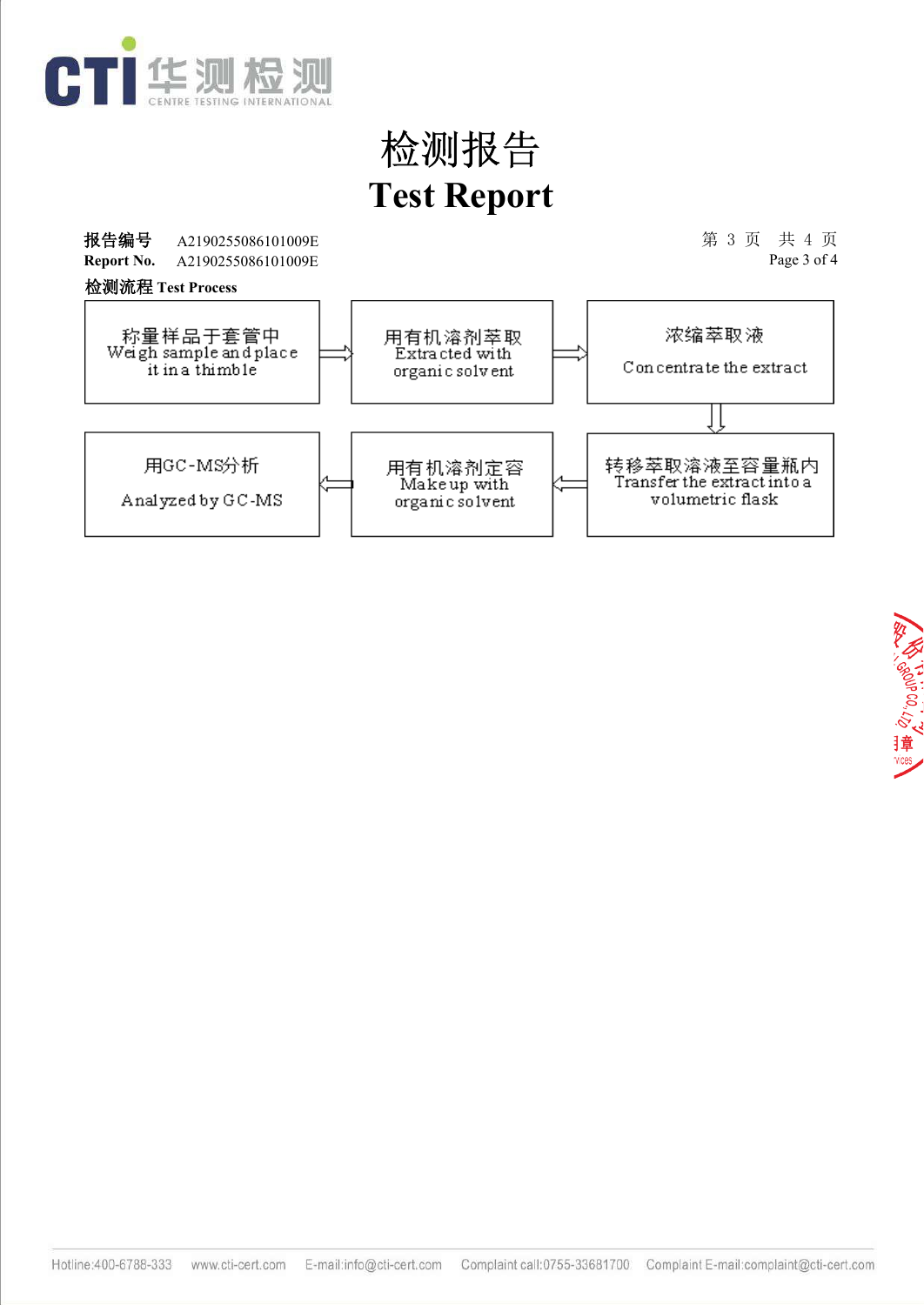# 检测报告
# Test Report

**报告编号** A2190255086101009E
**Report No.** A2190255086101009E

**检测流程 Test Process**

1. 称量样品于套管中 Weigh sample and place it in a thimble
2. 用有机溶剂萃取 Extracted with organic solvent
3. 浓缩萃取液 Concentrate the extract
4. 转移萃取溶液至容量瓶内 Transfer the extract into a volumetric flask
5. 用有机溶剂定容 Make up with organic solvent
6. 用GC-MS分析 Analyzed by GC-MS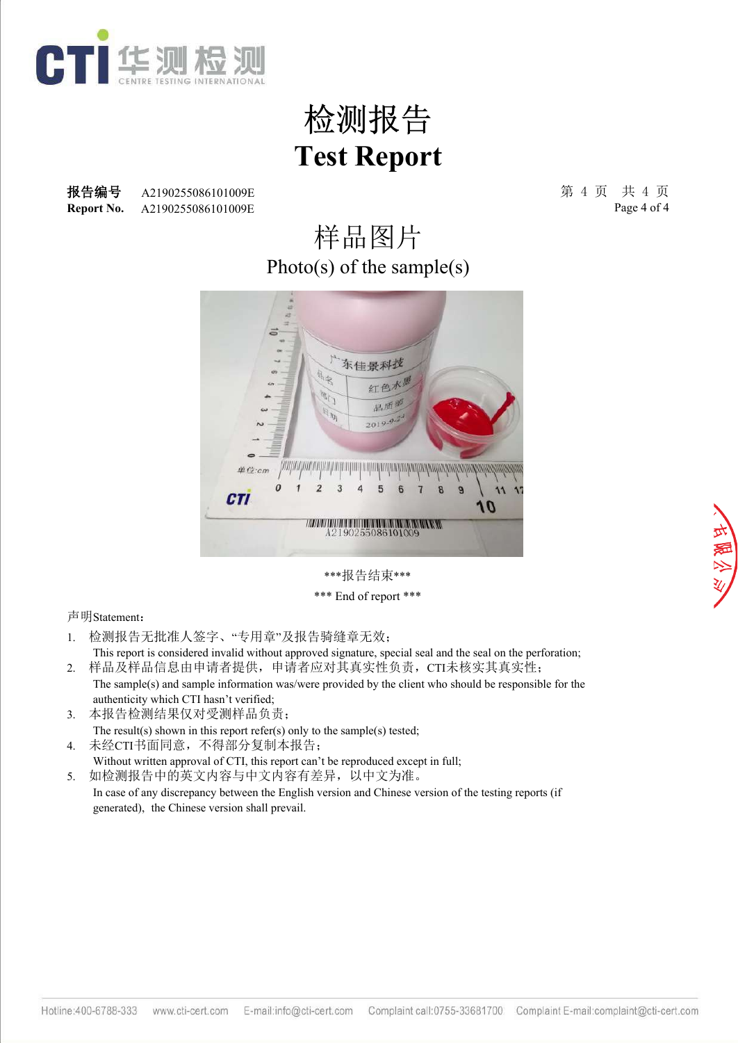# 检测报告

# Test Report

**报告编号** A2190255086101009E
**Report No.** A2190255086101009E

## 样品图片

## Photo(s) of the sample(s)

\*\*\*报告结束\*\*\*

\*\*\* End of report \*\*\*

声明Statement：

1. 检测报告无批准人签字、“专用章”及报告骑缝章无效；
   This report is considered invalid without approved signature, special seal and the seal on the perforation;
2. 样品及样品信息由申请者提供，申请者应对其真实性负责，CTI未核实其真实性；
   The sample(s) and sample information was/were provided by the client who should be responsible for the authenticity which CTI hasn't verified;
3. 本报告检测结果仅对受测样品负责；
   The result(s) shown in this report refer(s) only to the sample(s) tested;
4. 未经CTI书面同意，不得部分复制本报告；
   Without written approval of CTI, this report can't be reproduced except in full;
5. 如检测报告中的英文内容与中文内容有差异，以中文为准。
   In case of any discrepancy between the English version and Chinese version of the testing reports (if generated), the Chinese version shall prevail.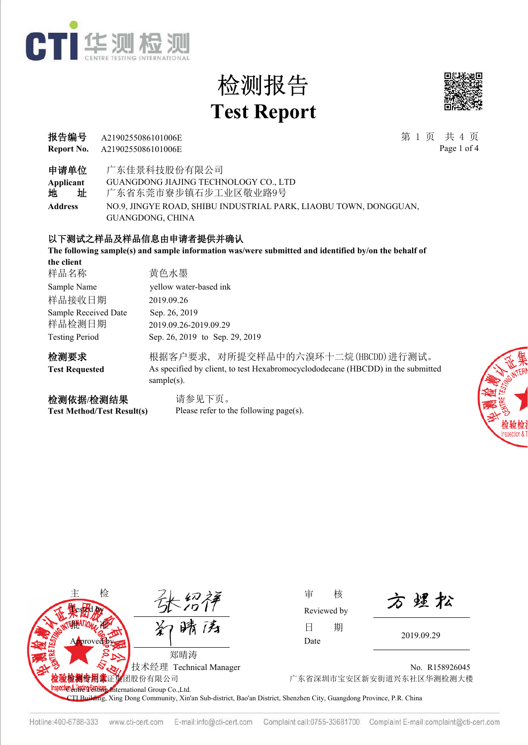CTI 华测检测 CENTRE TESTING INTERNATIONAL

# 检测报告
# Test Report

**报告编号** A2190255086101006E
**Report No.** A2190255086101006E

**申请单位** 广东佳景科技股份有限公司
**Applicant** GUANGDONG JIAJING TECHNOLOGY CO., LTD
**地　　址** 广东省东莞市寮步镇石步工业区敬业路9号
**Address** NO.9, JINGYE ROAD, SHIBU INDUSTRIAL PARK, LIAOBU TOWN, DONGGUAN, GUANGDONG, CHINA

**以下测试之样品及样品信息由申请者提供并确认**
**The following sample(s) and sample information was/were submitted and identified by/on the behalf of the client**

| | |
|---|---|
| 样品名称 Sample Name | 黄色水墨 yellow water-based ink |
| 样品接收日期 Sample Received Date | 2019.09.26 Sep. 26, 2019 |
| 样品检测日期 Testing Period | 2019.09.26-2019.09.29 Sep. 26, 2019 to Sep. 29, 2019 |

**检测要求** 根据客户要求，对所提交样品中的六溴环十二烷(HBCDD)进行测试。
**Test Requested** As specified by client, to test Hexabromocyclododecane (HBCDD) in the submitted sample(s).

**检测依据/检测结果** 请参见下页。
**Test Method/Test Result(s)** Please refer to the following page(s).

主　　检 Tested by: 张绍祥
批　　准 Approved by: 郑晴涛
郑晴涛
技术经理 Technical Manager

审　　核 Reviewed by: 方理松
日　　期 Date: 2019.09.29

No. R158926045

华测检测认证集团股份有限公司
Centre Testing International Group Co.,Ltd.
广东省深圳市宝安区新安街道兴东社区华测检测大楼
CTI Building, Xing Dong Community, Xin'an Sub-district, Bao'an District, Shenzhen City, Guangdong Province, P.R. China

Hotline:400-6788-333 www.cti-cert.com E-mail:info@cti-cert.com Complaint call:0755-33681700 Complaint E-mail:complaint@cti-cert.com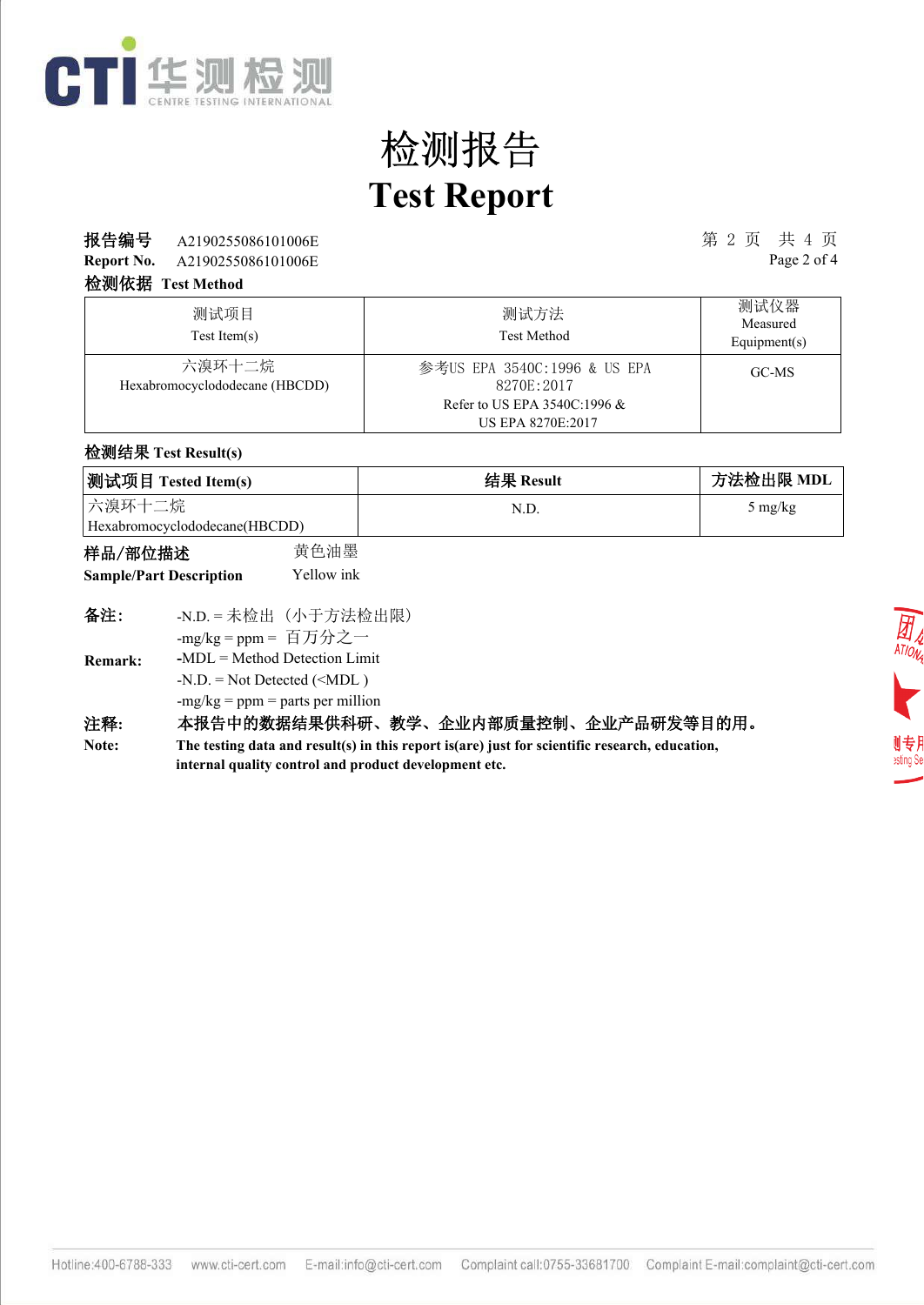# 检测报告
# Test Report

**报告编号** A2190255086101006E
**Report No.** A2190255086101006E

**检测依据 Test Method**

| 测试项目<br>Test Item(s) | 测试方法<br>Test Method | 测试仪器<br>Measured Equipment(s) |
|---|---|---|
| 六溴环十二烷<br>Hexabromocyclododecane (HBCDD) | 参考US EPA 3540C:1996 & US EPA 8270E:2017<br>Refer to US EPA 3540C:1996 & US EPA 8270E:2017 | GC-MS |

**检测结果 Test Result(s)**

| 测试项目 Tested Item(s) | 结果 Result | 方法检出限 MDL |
|---|---|---|
| 六溴环十二烷<br>Hexabromocyclododecane(HBCDD) | N.D. | 5 mg/kg |

**样品/部位描述** 黄色油墨
**Sample/Part Description** Yellow ink

**备注:**
-N.D. = 未检出（小于方法检出限）
-mg/kg = ppm = 百万分之一

**Remark:**
-MDL = Method Detection Limit
-N.D. = Not Detected (<MDL )
-mg/kg = ppm = parts per million

**注释:** **本报告中的数据结果供科研、教学、企业内部质量控制、企业产品研发等目的用。**

**Note:** **The testing data and result(s) in this report is(are) just for scientific research, education, internal quality control and product development etc.**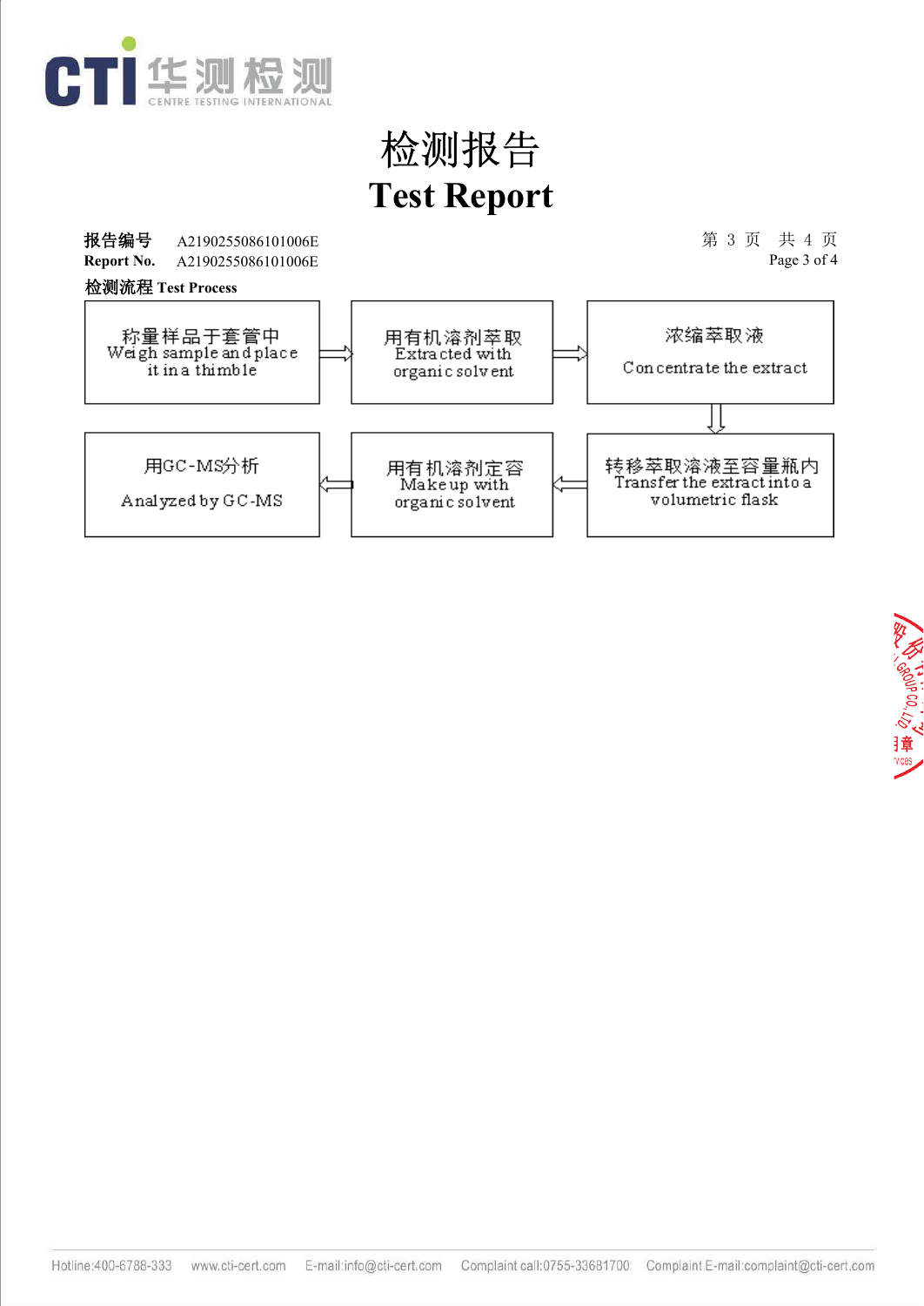# 检测报告

# Test Report

**报告编号** A2190255086101006E

**Report No.** A2190255086101006E

**检测流程 Test Process**

1. 称量样品于套管中 Weigh sample and place it in a thimble
2. 用有机溶剂萃取 Extracted with organic solvent
3. 浓缩萃取液 Concentrate the extract
4. 转移萃取溶液至容量瓶内 Transfer the extract into a volumetric flask
5. 用有机溶剂定容 Make up with organic solvent
6. 用GC-MS分析 Analyzed by GC-MS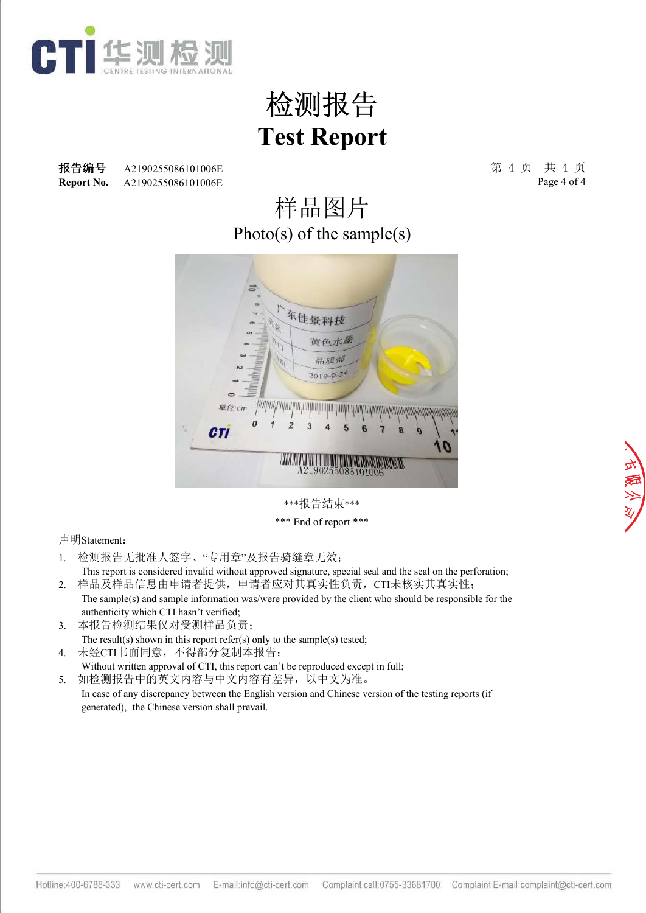# 检测报告

# Test Report

**报告编号** A2190255086101006E
**Report No.** A2190255086101006E

## 样品图片

## Photo(s) of the sample(s)

\*\*\*报告结束\*\*\*

\*\*\* End of report \*\*\*

声明Statement：

1. 检测报告无批准人签字、“专用章”及报告骑缝章无效；
   This report is considered invalid without approved signature, special seal and the seal on the perforation;
2. 样品及样品信息由申请者提供，申请者应对其真实性负责，CTI未核实其真实性；
   The sample(s) and sample information was/were provided by the client who should be responsible for the authenticity which CTI hasn't verified;
3. 本报告检测结果仅对受测样品负责；
   The result(s) shown in this report refer(s) only to the sample(s) tested;
4. 未经CTI书面同意，不得部分复制本报告；
   Without written approval of CTI, this report can't be reproduced except in full;
5. 如检测报告中的英文内容与中文内容有差异，以中文为准。
   In case of any discrepancy between the English version and Chinese version of the testing reports (if generated)，the Chinese version shall prevail.